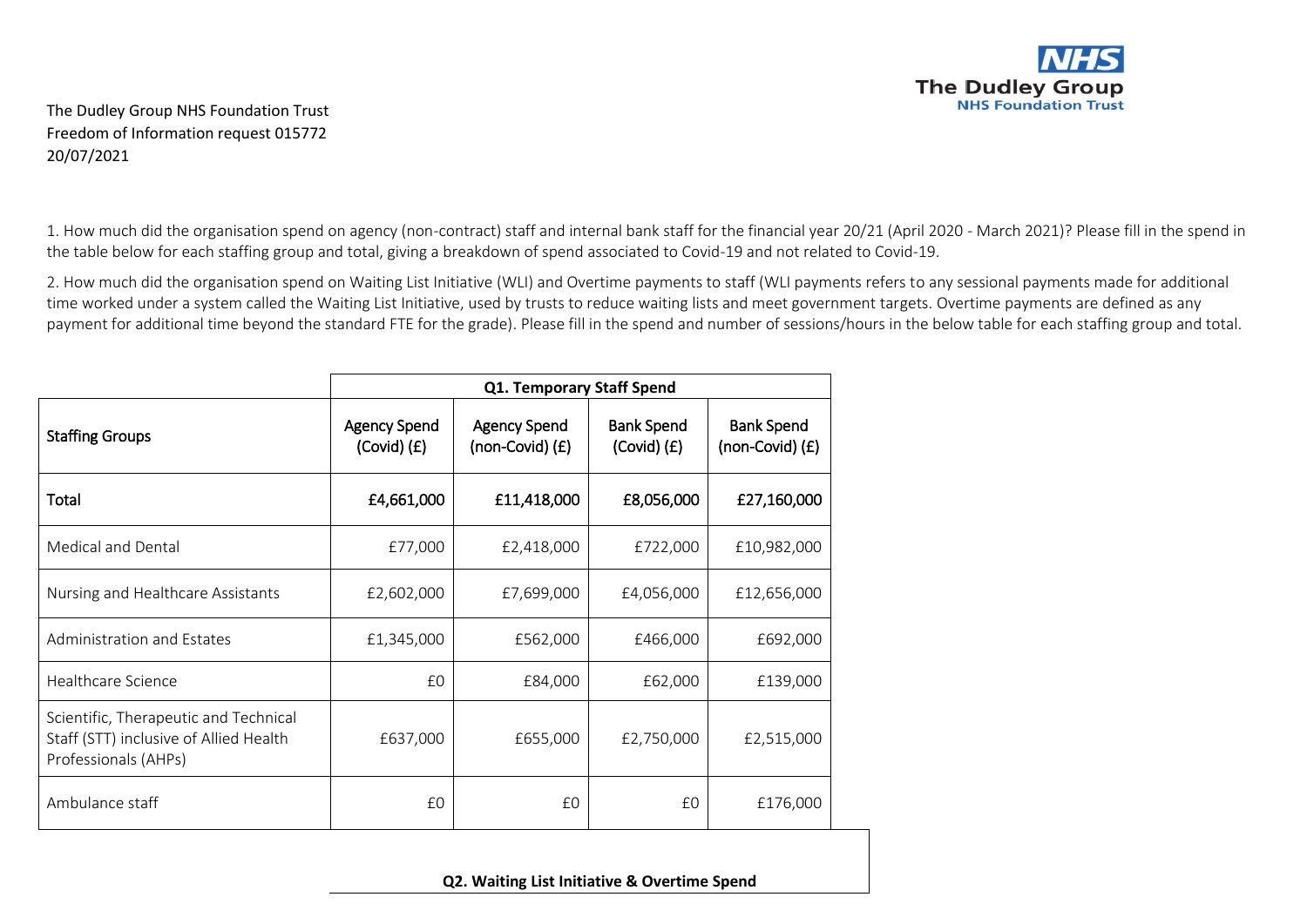The Dudley Group NHS Foundation Trust
Freedom of Information request 015772
20/07/2021

1. How much did the organisation spend on agency (non-contract) staff and internal bank staff for the financial year 20/21 (April 2020 - March 2021)? Please fill in the spend in the table below for each staffing group and total, giving a breakdown of spend associated to Covid-19 and not related to Covid-19.

2. How much did the organisation spend on Waiting List Initiative (WLI) and Overtime payments to staff (WLI payments refers to any sessional payments made for additional time worked under a system called the Waiting List Initiative, used by trusts to reduce waiting lists and meet government targets. Overtime payments are defined as any payment for additional time beyond the standard FTE for the grade). Please fill in the spend and number of sessions/hours in the below table for each staffing group and total.

| | **Q1. Temporary Staff Spend** | | | |
|---|---|---|---|---|
| **Staffing Groups** | **Agency Spend (Covid) (£)** | **Agency Spend (non-Covid) (£)** | **Bank Spend (Covid) (£)** | **Bank Spend (non-Covid) (£)** |
| **Total** | **£4,661,000** | **£11,418,000** | **£8,056,000** | **£27,160,000** |
| Medical and Dental | £77,000 | £2,418,000 | £722,000 | £10,982,000 |
| Nursing and Healthcare Assistants | £2,602,000 | £7,699,000 | £4,056,000 | £12,656,000 |
| Administration and Estates | £1,345,000 | £562,000 | £466,000 | £692,000 |
| Healthcare Science | £0 | £84,000 | £62,000 | £139,000 |
| Scientific, Therapeutic and Technical Staff (STT) inclusive of Allied Health Professionals (AHPs) | £637,000 | £655,000 | £2,750,000 | £2,515,000 |
| Ambulance staff | £0 | £0 | £0 | £176,000 |

**Q2. Waiting List Initiative & Overtime Spend**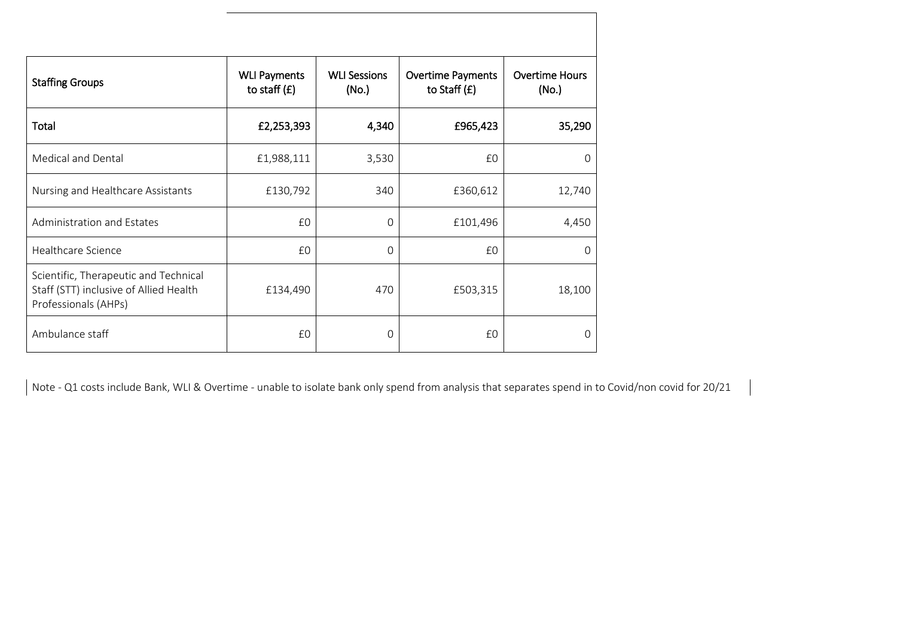| Staffing Groups | WLI Payments to staff (£) | WLI Sessions (No.) | Overtime Payments to Staff (£) | Overtime Hours (No.) |
|---|---|---|---|---|
| **Total** | **£2,253,393** | **4,340** | **£965,423** | **35,290** |
| Medical and Dental | £1,988,111 | 3,530 | £0 | 0 |
| Nursing and Healthcare Assistants | £130,792 | 340 | £360,612 | 12,740 |
| Administration and Estates | £0 | 0 | £101,496 | 4,450 |
| Healthcare Science | £0 | 0 | £0 | 0 |
| Scientific, Therapeutic and Technical Staff (STT) inclusive of Allied Health Professionals (AHPs) | £134,490 | 470 | £503,315 | 18,100 |
| Ambulance staff | £0 | 0 | £0 | 0 |

Note - Q1 costs include Bank, WLI & Overtime - unable to isolate bank only spend from analysis that separates spend in to Covid/non covid for 20/21